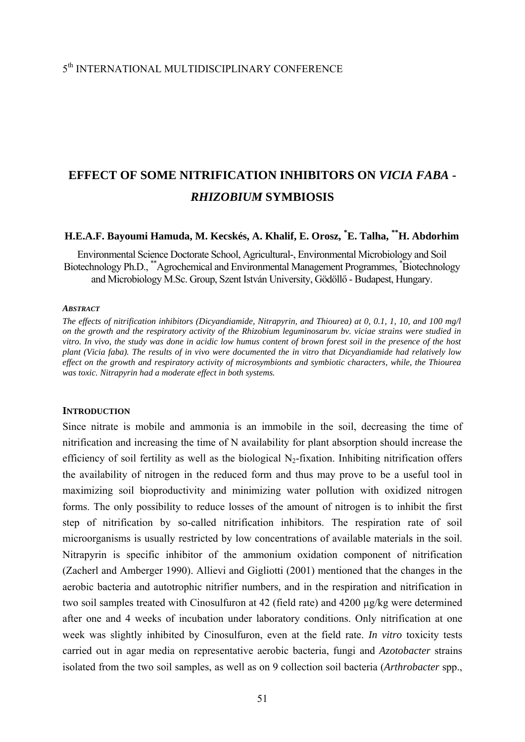5th INTERNATIONAL MULTIDISCIPLINARY CONFERENCE

# EFFECT OF SOME NITRIFICATION INHIBITORS ON *VICIA FABA* - *RHIZOBIUM* SYMBIOSIS

**H.E.A.F. Bayoumi Hamuda, M. Kecskés, A. Khalif, E. Orosz, [*]E. Talha, [**]H. Abdorhim**

Environmental Science Doctorate School, Agricultural-, Environmental Microbiology and Soil Biotechnology Ph.D., [**]Agrochemical and Environmental Management Programmes, [*]Biotechnology and Microbiology M.Sc. Group, Szent István University, Gödöllő - Budapest, Hungary.

***ABSTRACT***

*The effects of nitrification inhibitors (Dicyandiamide, Nitrapyrin, and Thiourea) at 0, 0.1, 1, 10, and 100 mg/l on the growth and the respiratory activity of the Rhizobium leguminosarum bv. viciae strains were studied in vitro. In vivo, the study was done in acidic low humus content of brown forest soil in the presence of the host plant (Vicia faba). The results of in vivo were documented the in vitro that Dicyandiamide had relatively low effect on the growth and respiratory activity of microsymbionts and symbiotic characters, while, the Thiourea was toxic. Nitrapyrin had a moderate effect in both systems.*

## INTRODUCTION

Since nitrate is mobile and ammonia is an immobile in the soil, decreasing the time of nitrification and increasing the time of N availability for plant absorption should increase the efficiency of soil fertility as well as the biological $N_2$-fixation. Inhibiting nitrification offers the availability of nitrogen in the reduced form and thus may prove to be a useful tool in maximizing soil bioproductivity and minimizing water pollution with oxidized nitrogen forms. The only possibility to reduce losses of the amount of nitrogen is to inhibit the first step of nitrification by so-called nitrification inhibitors. The respiration rate of soil microorganisms is usually restricted by low concentrations of available materials in the soil. Nitrapyrin is specific inhibitor of the ammonium oxidation component of nitrification (Zacherl and Amberger 1990). Allievi and Gigliotti (2001) mentioned that the changes in the aerobic bacteria and autotrophic nitrifier numbers, and in the respiration and nitrification in two soil samples treated with Cinosulfuron at 42 (field rate) and 4200 μg/kg were determined after one and 4 weeks of incubation under laboratory conditions. Only nitrification at one week was slightly inhibited by Cinosulfuron, even at the field rate. *In vitro* toxicity tests carried out in agar media on representative aerobic bacteria, fungi and *Azotobacter* strains isolated from the two soil samples, as well as on 9 collection soil bacteria (*Arthrobacter* spp.,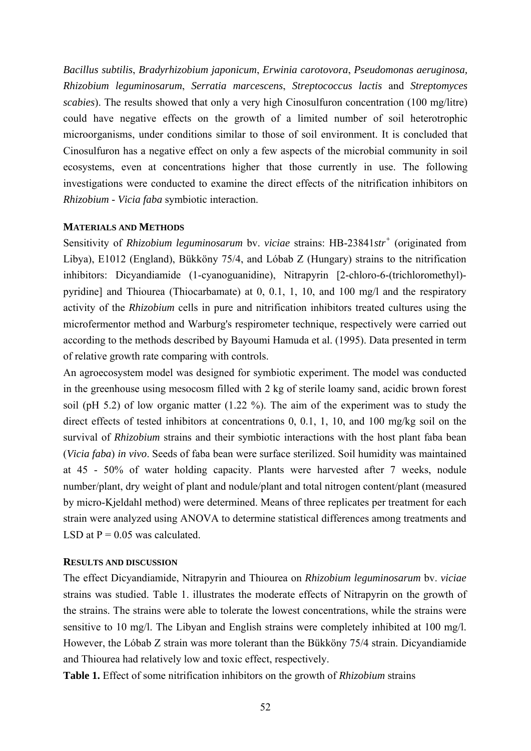*Bacillus subtilis*, *Bradyrhizobium japonicum*, *Erwinia carotovora*, *Pseudomonas aeruginosa, Rhizobium leguminosarum*, *Serratia marcescens*, *Streptococcus lactis* and *Streptomyces scabies*). The results showed that only a very high Cinosulfuron concentration (100 mg/litre) could have negative effects on the growth of a limited number of soil heterotrophic microorganisms, under conditions similar to those of soil environment. It is concluded that Cinosulfuron has a negative effect on only a few aspects of the microbial community in soil ecosystems, even at concentrations higher that those currently in use. The following investigations were conducted to examine the direct effects of the nitrification inhibitors on *Rhizobium - Vicia faba* symbiotic interaction.

## MATERIALS AND METHODS

Sensitivity of *Rhizobium leguminosarum* bv. *viciae* strains: HB-23841*str*$^{+}$ (originated from Libya), E1012 (England), Bükköny 75/4, and Lóbab Z (Hungary) strains to the nitrification inhibitors: Dicyandiamide (1-cyanoguanidine), Nitrapyrin [2-chloro-6-(trichloromethyl)-pyridine] and Thiourea (Thiocarbamate) at 0, 0.1, 1, 10, and 100 mg/l and the respiratory activity of the *Rhizobium* cells in pure and nitrification inhibitors treated cultures using the microfermentor method and Warburg's respirometer technique, respectively were carried out according to the methods described by Bayoumi Hamuda et al. (1995). Data presented in term of relative growth rate comparing with controls.

An agroecosystem model was designed for symbiotic experiment. The model was conducted in the greenhouse using mesocosm filled with 2 kg of sterile loamy sand, acidic brown forest soil (pH 5.2) of low organic matter (1.22 %). The aim of the experiment was to study the direct effects of tested inhibitors at concentrations 0, 0.1, 1, 10, and 100 mg/kg soil on the survival of *Rhizobium* strains and their symbiotic interactions with the host plant faba bean (*Vicia faba*) *in vivo*. Seeds of faba bean were surface sterilized. Soil humidity was maintained at 45 - 50% of water holding capacity. Plants were harvested after 7 weeks, nodule number/plant, dry weight of plant and nodule/plant and total nitrogen content/plant (measured by micro-Kjeldahl method) were determined. Means of three replicates per treatment for each strain were analyzed using ANOVA to determine statistical differences among treatments and LSD at P = 0.05 was calculated.

## RESULTS AND DISCUSSION

The effect Dicyandiamide, Nitrapyrin and Thiourea on *Rhizobium leguminosarum* bv. *viciae* strains was studied. Table 1. illustrates the moderate effects of Nitrapyrin on the growth of the strains. The strains were able to tolerate the lowest concentrations, while the strains were sensitive to 10 mg/l. The Libyan and English strains were completely inhibited at 100 mg/l. However, the Lóbab Z strain was more tolerant than the Bükköny 75/4 strain. Dicyandiamide and Thiourea had relatively low and toxic effect, respectively.

**Table 1.** Effect of some nitrification inhibitors on the growth of *Rhizobium* strains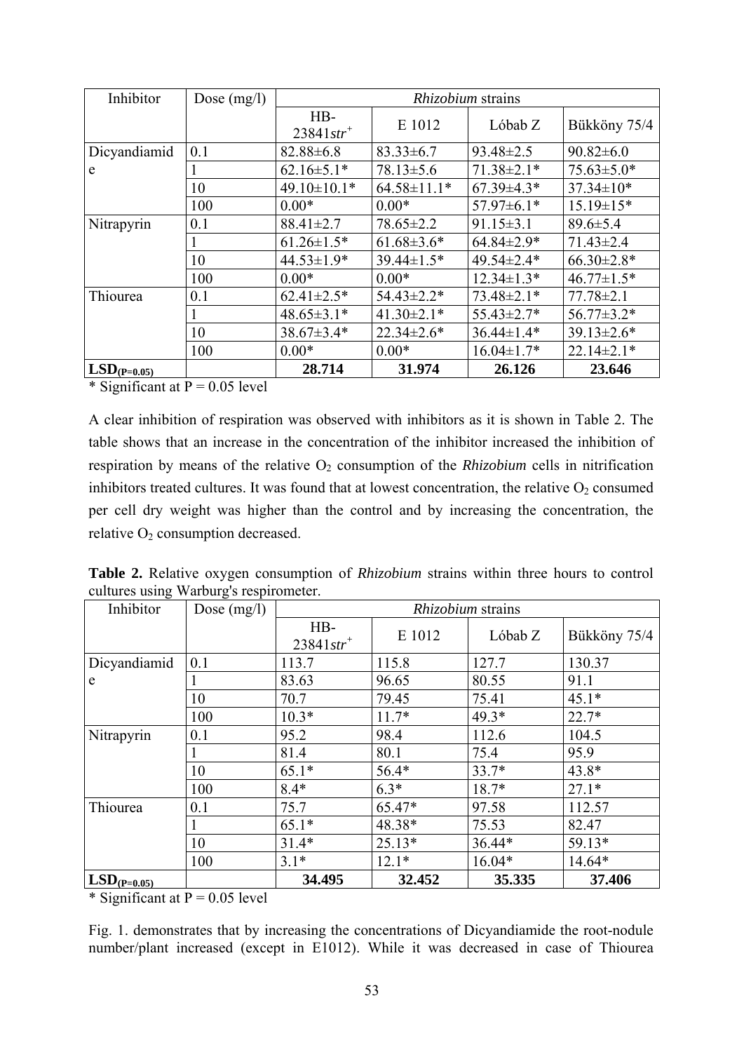| Inhibitor | Dose (mg/l) | *Rhizobium* strains | | | |
|---|---|---|---|---|---|
| | | HB-23841*str*$^{+}$ | E 1012 | Lóbab Z | Bükköny 75/4 |
| Dicyandiamide | 0.1 | 82.88±6.8 | 83.33±6.7 | 93.48±2.5 | 90.82±6.0 |
| | 1 | 62.16±5.1* | 78.13±5.6 | 71.38±2.1* | 75.63±5.0* |
| | 10 | 49.10±10.1* | 64.58±11.1* | 67.39±4.3* | 37.34±10* |
| | 100 | 0.00* | 0.00* | 57.97±6.1* | 15.19±15* |
| Nitrapyrin | 0.1 | 88.41±2.7 | 78.65±2.2 | 91.15±3.1 | 89.6±5.4 |
| | 1 | 61.26±1.5* | 61.68±3.6* | 64.84±2.9* | 71.43±2.4 |
| | 10 | 44.53±1.9* | 39.44±1.5* | 49.54±2.4* | 66.30±2.8* |
| | 100 | 0.00* | 0.00* | 12.34±1.3* | 46.77±1.5* |
| Thiourea | 0.1 | 62.41±2.5* | 54.43±2.2* | 73.48±2.1* | 77.78±2.1 |
| | 1 | 48.65±3.1* | 41.30±2.1* | 55.43±2.7* | 56.77±3.2* |
| | 10 | 38.67±3.4* | 22.34±2.6* | 36.44±1.4* | 39.13±2.6* |
| | 100 | 0.00* | 0.00* | 16.04±1.7* | 22.14±2.1* |
| **$LSD_{(P=0.05)}$** | | **28.714** | **31.974** | **26.126** | **23.646** |

* Significant at $P = 0.05$ level

A clear inhibition of respiration was observed with inhibitors as it is shown in Table 2. The table shows that an increase in the concentration of the inhibitor increased the inhibition of respiration by means of the relative $O_2$ consumption of the *Rhizobium* cells in nitrification inhibitors treated cultures. It was found that at lowest concentration, the relative $O_2$ consumed per cell dry weight was higher than the control and by increasing the concentration, the relative $O_2$ consumption decreased.

**Table 2.** Relative oxygen consumption of *Rhizobium* strains within three hours to control cultures using Warburg's respirometer.

| Inhibitor | Dose (mg/l) | *Rhizobium* strains | | | |
|---|---|---|---|---|---|
| | | HB-23841*str*$^{+}$ | E 1012 | Lóbab Z | Bükköny 75/4 |
| Dicyandiamide | 0.1 | 113.7 | 115.8 | 127.7 | 130.37 |
| | 1 | 83.63 | 96.65 | 80.55 | 91.1 |
| | 10 | 70.7 | 79.45 | 75.41 | 45.1* |
| | 100 | 10.3* | 11.7* | 49.3* | 22.7* |
| Nitrapyrin | 0.1 | 95.2 | 98.4 | 112.6 | 104.5 |
| | 1 | 81.4 | 80.1 | 75.4 | 95.9 |
| | 10 | 65.1* | 56.4* | 33.7* | 43.8* |
| | 100 | 8.4* | 6.3* | 18.7* | 27.1* |
| Thiourea | 0.1 | 75.7 | 65.47* | 97.58 | 112.57 |
| | 1 | 65.1* | 48.38* | 75.53 | 82.47 |
| | 10 | 31.4* | 25.13* | 36.44* | 59.13* |
| | 100 | 3.1* | 12.1* | 16.04* | 14.64* |
| **$LSD_{(P=0.05)}$** | | **34.495** | **32.452** | **35.335** | **37.406** |

* Significant at $P = 0.05$ level

Fig. 1. demonstrates that by increasing the concentrations of Dicyandiamide the root-nodule number/plant increased (except in E1012). While it was decreased in case of Thiourea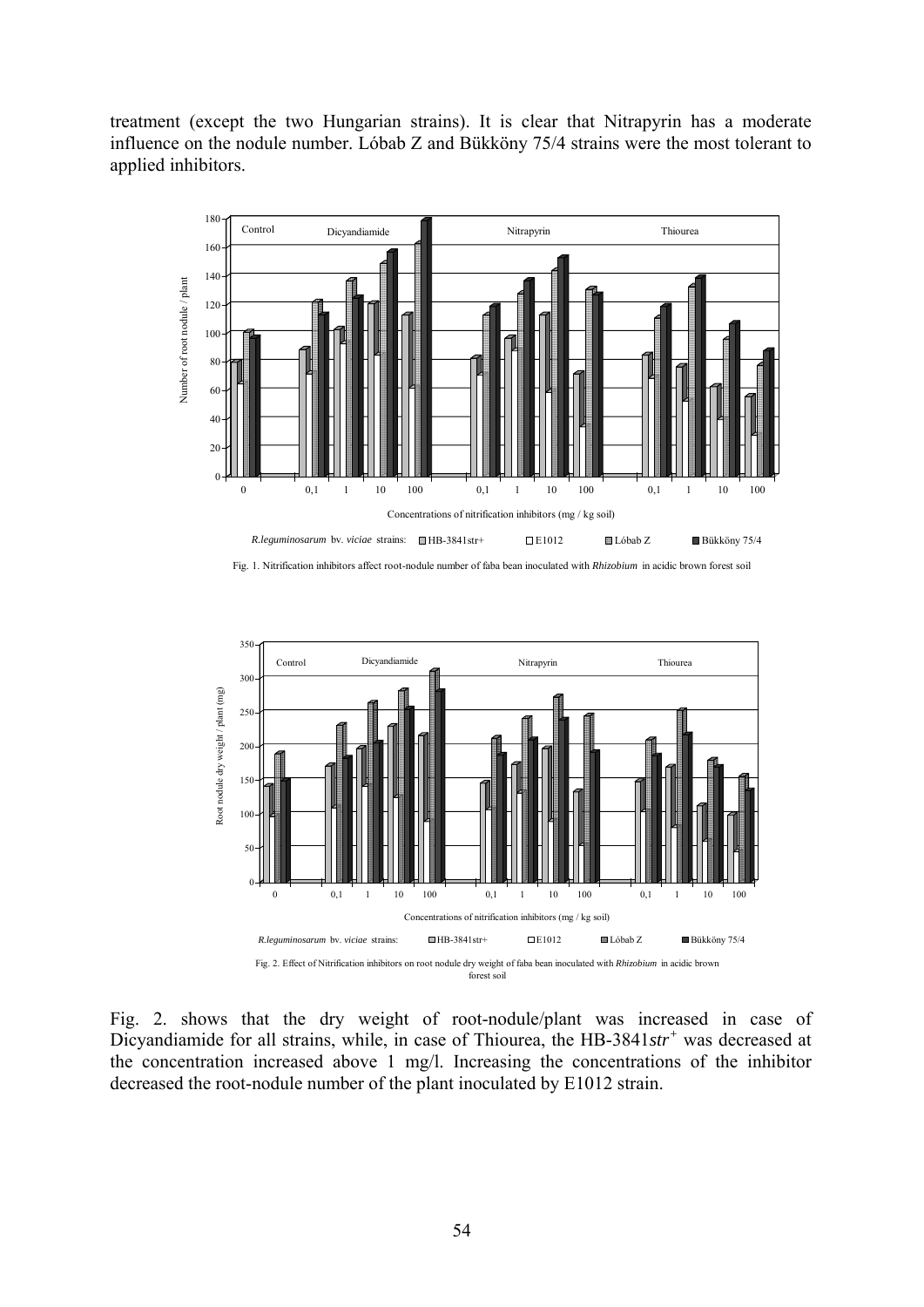treatment (except the two Hungarian strains). It is clear that Nitrapyrin has a moderate influence on the nodule number. Lóbab Z and Bükköny 75/4 strains were the most tolerant to applied inhibitors.

Fig. 1. Nitrification inhibitors affect root-nodule number of faba bean inoculated with *Rhizobium* in acidic brown forest soil

Fig. 2. Effect of Nitrification inhibitors on root nodule dry weight of faba bean inoculated with *Rhizobium* in acidic brown forest soil

Fig. 2. shows that the dry weight of root-nodule/plant was increased in case of Dicyandiamide for all strains, while, in case of Thiourea, the HB-3841*str*$^{+}$ was decreased at the concentration increased above 1 mg/l. Increasing the concentrations of the inhibitor decreased the root-nodule number of the plant inoculated by E1012 strain.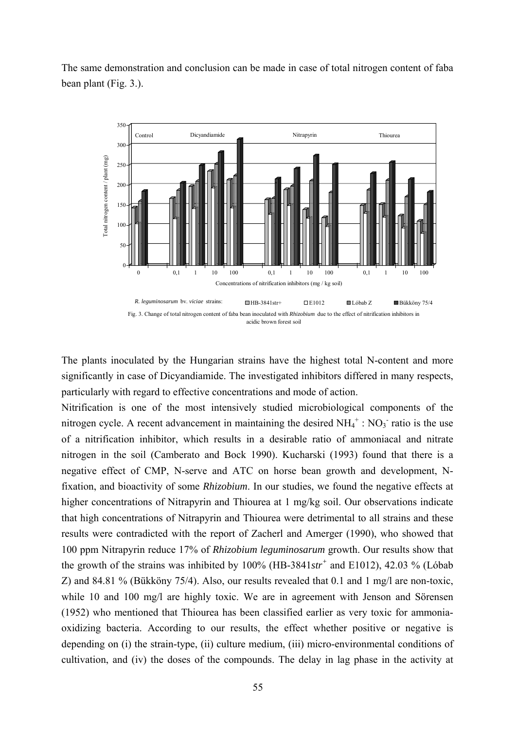The same demonstration and conclusion can be made in case of total nitrogen content of faba bean plant (Fig. 3.).

Fig. 3. Change of total nitrogen content of faba bean inoculated with *Rhizobium* due to the effect of nitrification inhibitors in acidic brown forest soil

The plants inoculated by the Hungarian strains have the highest total N-content and more significantly in case of Dicyandiamide. The investigated inhibitors differed in many respects, particularly with regard to effective concentrations and mode of action.

Nitrification is one of the most intensively studied microbiological components of the nitrogen cycle. A recent advancement in maintaining the desired $NH_4^+ : NO_3^-$ ratio is the use of a nitrification inhibitor, which results in a desirable ratio of ammoniacal and nitrate nitrogen in the soil (Camberato and Bock 1990). Kucharski (1993) found that there is a negative effect of CMP, N-serve and ATC on horse bean growth and development, N-fixation, and bioactivity of some ***Rhizobium***. In our studies, we found the negative effects at higher concentrations of Nitrapyrin and Thiourea at 1 mg/kg soil. Our observations indicate that high concentrations of Nitrapyrin and Thiourea were detrimental to all strains and these results were contradicted with the report of Zacherl and Amerger (1990), who showed that 100 ppm Nitrapyrin reduce 17% of ***Rhizobium leguminosarum*** growth. Our results show that the growth of the strains was inhibited by 100% (HB-3841*str*$^+$ and E1012), 42.03 % (Lóbab Z) and 84.81 % (Bükköny 75/4). Also, our results revealed that 0.1 and 1 mg/l are non-toxic, while 10 and 100 mg/l are highly toxic. We are in agreement with Jenson and Sörensen (1952) who mentioned that Thiourea has been classified earlier as very toxic for ammonia-oxidizing bacteria. According to our results, the effect whether positive or negative is depending on (i) the strain-type, (ii) culture medium, (iii) micro-environmental conditions of cultivation, and (iv) the doses of the compounds. The delay in lag phase in the activity at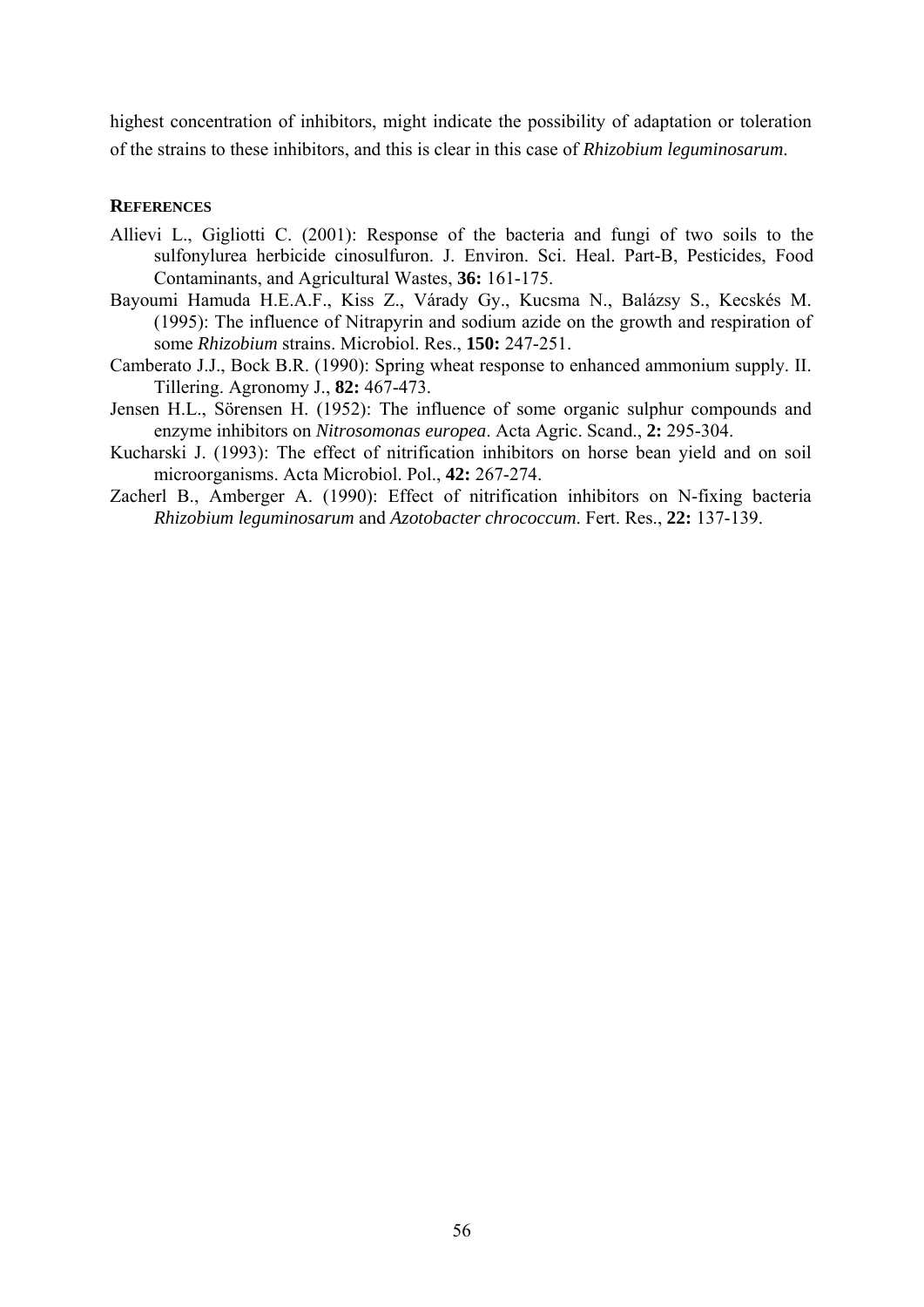highest concentration of inhibitors, might indicate the possibility of adaptation or toleration of the strains to these inhibitors, and this is clear in this case of *Rhizobium leguminosarum*.

## REFERENCES

- Allievi L., Gigliotti C. (2001): Response of the bacteria and fungi of two soils to the sulfonylurea herbicide cinosulfuron. J. Environ. Sci. Heal. Part-B, Pesticides, Food Contaminants, and Agricultural Wastes, **36:** 161-175.
- Bayoumi Hamuda H.E.A.F., Kiss Z., Várady Gy., Kucsma N., Balázsy S., Kecskés M. (1995): The influence of Nitrapyrin and sodium azide on the growth and respiration of some *Rhizobium* strains. Microbiol. Res., **150:** 247-251.
- Camberato J.J., Bock B.R. (1990): Spring wheat response to enhanced ammonium supply. II. Tillering. Agronomy J., **82:** 467-473.
- Jensen H.L., Sörensen H. (1952): The influence of some organic sulphur compounds and enzyme inhibitors on *Nitrosomonas europea*. Acta Agric. Scand., **2:** 295-304.
- Kucharski J. (1993): The effect of nitrification inhibitors on horse bean yield and on soil microorganisms. Acta Microbiol. Pol., **42:** 267-274.
- Zacherl B., Amberger A. (1990): Effect of nitrification inhibitors on N-fixing bacteria *Rhizobium leguminosarum* and *Azotobacter chrococcum*. Fert. Res., **22:** 137-139.